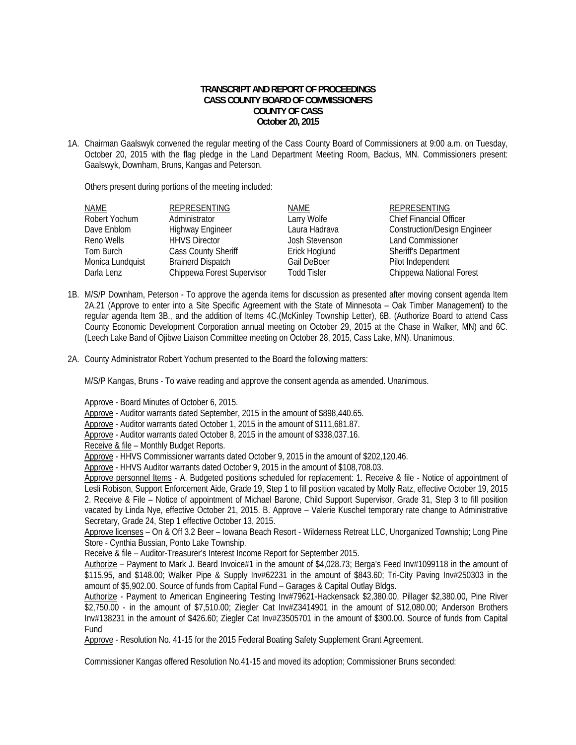**TRANSCRIPT AND REPORT OF PROCEEDINGS**
**CASS COUNTY BOARD OF COMMISSIONERS**
**COUNTY OF CASS**
**October 20, 2015**

1A. Chairman Gaalswyk convened the regular meeting of the Cass County Board of Commissioners at 9:00 a.m. on Tuesday, October 20, 2015 with the flag pledge in the Land Department Meeting Room, Backus, MN. Commissioners present: Gaalswyk, Downham, Bruns, Kangas and Peterson.

Others present during portions of the meeting included:

| NAME | REPRESENTING | NAME | REPRESENTING |
|---|---|---|---|
| Robert Yochum | Administrator | Larry Wolfe | Chief Financial Officer |
| Dave Enblom | Highway Engineer | Laura Hadrava | Construction/Design Engineer |
| Reno Wells | HHVS Director | Josh Stevenson | Land Commissioner |
| Tom Burch | Cass County Sheriff | Erick Hoglund | Sheriff's Department |
| Monica Lundquist | Brainerd Dispatch | Gail DeBoer | Pilot Independent |
| Darla Lenz | Chippewa Forest Supervisor | Todd Tisler | Chippewa National Forest |

1B. M/S/P Downham, Peterson - To approve the agenda items for discussion as presented after moving consent agenda Item 2A.21 (Approve to enter into a Site Specific Agreement with the State of Minnesota – Oak Timber Management) to the regular agenda Item 3B., and the addition of Items 4C.(McKinley Township Letter), 6B. (Authorize Board to attend Cass County Economic Development Corporation annual meeting on October 29, 2015 at the Chase in Walker, MN) and 6C. (Leech Lake Band of Ojibwe Liaison Committee meeting on October 28, 2015, Cass Lake, MN). Unanimous.

2A. County Administrator Robert Yochum presented to the Board the following matters:

M/S/P Kangas, Bruns - To waive reading and approve the consent agenda as amended. Unanimous.

Approve - Board Minutes of October 6, 2015.
Approve - Auditor warrants dated September, 2015 in the amount of $898,440.65.
Approve - Auditor warrants dated October 1, 2015 in the amount of $111,681.87.
Approve - Auditor warrants dated October 8, 2015 in the amount of $338,037.16.
Receive & file – Monthly Budget Reports.
Approve - HHVS Commissioner warrants dated October 9, 2015 in the amount of $202,120.46.
Approve - HHVS Auditor warrants dated October 9, 2015 in the amount of $108,708.03.
Approve personnel Items - A. Budgeted positions scheduled for replacement: 1. Receive & file - Notice of appointment of Lesli Robison, Support Enforcement Aide, Grade 19, Step 1 to fill position vacated by Molly Ratz, effective October 19, 2015 2. Receive & File – Notice of appointment of Michael Barone, Child Support Supervisor, Grade 31, Step 3 to fill position vacated by Linda Nye, effective October 21, 2015. B. Approve – Valerie Kuschel temporary rate change to Administrative Secretary, Grade 24, Step 1 effective October 13, 2015.
Approve licenses – On & Off 3.2 Beer – Iowana Beach Resort - Wilderness Retreat LLC, Unorganized Township; Long Pine Store - Cynthia Bussian, Ponto Lake Township.
Receive & file – Auditor-Treasurer's Interest Income Report for September 2015.
Authorize – Payment to Mark J. Beard Invoice#1 in the amount of $4,028.73; Berga's Feed Inv#1099118 in the amount of $115.95, and $148.00; Walker Pipe & Supply Inv#62231 in the amount of $843.60; Tri-City Paving Inv#250303 in the amount of $5,902.00. Source of funds from Capital Fund – Garages & Capital Outlay Bldgs.
Authorize - Payment to American Engineering Testing Inv#79621-Hackensack $2,380.00, Pillager $2,380.00, Pine River $2,750.00 - in the amount of $7,510.00; Ziegler Cat Inv#Z3414901 in the amount of $12,080.00; Anderson Brothers Inv#138231 in the amount of $426.60; Ziegler Cat Inv#Z3505701 in the amount of $300.00. Source of funds from Capital Fund
Approve - Resolution No. 41-15 for the 2015 Federal Boating Safety Supplement Grant Agreement.

Commissioner Kangas offered Resolution No.41-15 and moved its adoption; Commissioner Bruns seconded: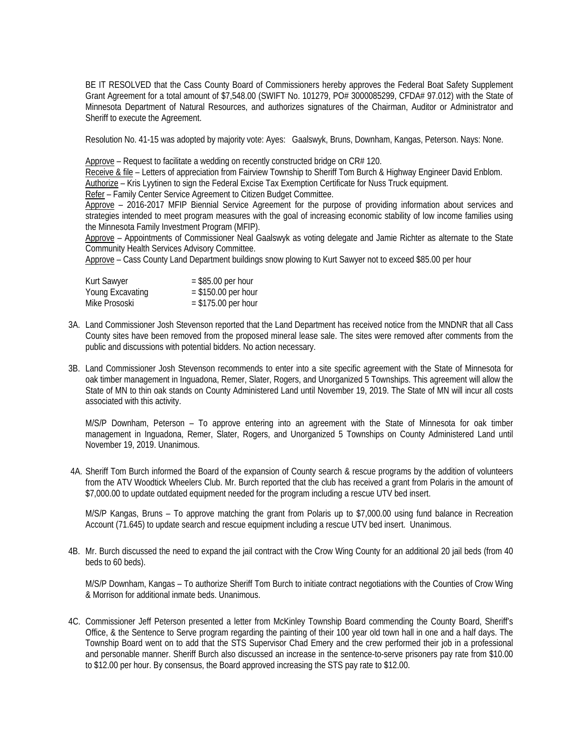BE IT RESOLVED that the Cass County Board of Commissioners hereby approves the Federal Boat Safety Supplement Grant Agreement for a total amount of $7,548.00 (SWIFT No. 101279, PO# 3000085299, CFDA# 97.012) with the State of Minnesota Department of Natural Resources, and authorizes signatures of the Chairman, Auditor or Administrator and Sheriff to execute the Agreement.

Resolution No. 41-15 was adopted by majority vote: Ayes: Gaalswyk, Bruns, Downham, Kangas, Peterson. Nays: None.

Approve – Request to facilitate a wedding on recently constructed bridge on CR# 120.
Receive & file – Letters of appreciation from Fairview Township to Sheriff Tom Burch & Highway Engineer David Enblom.
Authorize – Kris Lyytinen to sign the Federal Excise Tax Exemption Certificate for Nuss Truck equipment.
Refer – Family Center Service Agreement to Citizen Budget Committee.
Approve – 2016-2017 MFIP Biennial Service Agreement for the purpose of providing information about services and strategies intended to meet program measures with the goal of increasing economic stability of low income families using the Minnesota Family Investment Program (MFIP).
Approve – Appointments of Commissioner Neal Gaalswyk as voting delegate and Jamie Richter as alternate to the State Community Health Services Advisory Committee.
Approve – Cass County Land Department buildings snow plowing to Kurt Sawyer not to exceed $85.00 per hour

| | |
|---|---|
| Kurt Sawyer | = $85.00 per hour |
| Young Excavating | = $150.00 per hour |
| Mike Prososki | = $175.00 per hour |

3A. Land Commissioner Josh Stevenson reported that the Land Department has received notice from the MNDNR that all Cass County sites have been removed from the proposed mineral lease sale. The sites were removed after comments from the public and discussions with potential bidders. No action necessary.

3B. Land Commissioner Josh Stevenson recommends to enter into a site specific agreement with the State of Minnesota for oak timber management in Inguadona, Remer, Slater, Rogers, and Unorganized 5 Townships. This agreement will allow the State of MN to thin oak stands on County Administered Land until November 19, 2019. The State of MN will incur all costs associated with this activity.

M/S/P Downham, Peterson – To approve entering into an agreement with the State of Minnesota for oak timber management in Inguadona, Remer, Slater, Rogers, and Unorganized 5 Townships on County Administered Land until November 19, 2019. Unanimous.

4A. Sheriff Tom Burch informed the Board of the expansion of County search & rescue programs by the addition of volunteers from the ATV Woodtick Wheelers Club. Mr. Burch reported that the club has received a grant from Polaris in the amount of $7,000.00 to update outdated equipment needed for the program including a rescue UTV bed insert.

M/S/P Kangas, Bruns – To approve matching the grant from Polaris up to $7,000.00 using fund balance in Recreation Account (71.645) to update search and rescue equipment including a rescue UTV bed insert. Unanimous.

4B. Mr. Burch discussed the need to expand the jail contract with the Crow Wing County for an additional 20 jail beds (from 40 beds to 60 beds).

M/S/P Downham, Kangas – To authorize Sheriff Tom Burch to initiate contract negotiations with the Counties of Crow Wing & Morrison for additional inmate beds. Unanimous.

4C. Commissioner Jeff Peterson presented a letter from McKinley Township Board commending the County Board, Sheriff's Office, & the Sentence to Serve program regarding the painting of their 100 year old town hall in one and a half days. The Township Board went on to add that the STS Supervisor Chad Emery and the crew performed their job in a professional and personable manner. Sheriff Burch also discussed an increase in the sentence-to-serve prisoners pay rate from $10.00 to $12.00 per hour. By consensus, the Board approved increasing the STS pay rate to $12.00.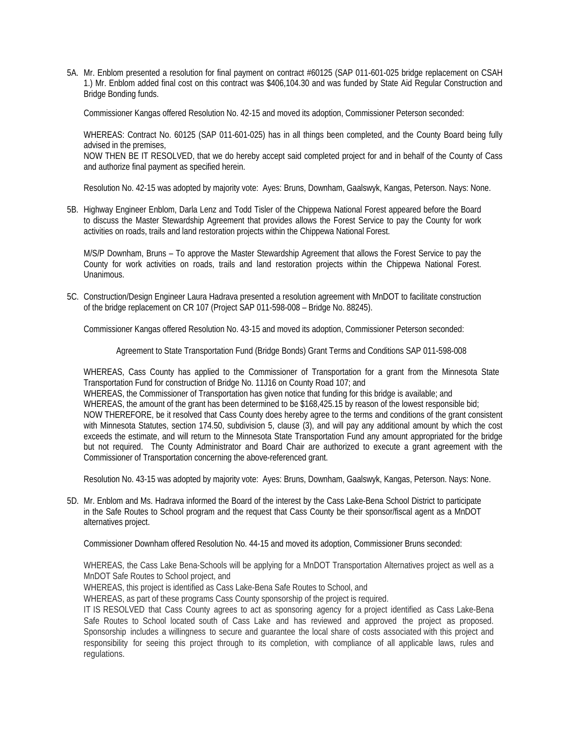5A. Mr. Enblom presented a resolution for final payment on contract #60125 (SAP 011-601-025 bridge replacement on CSAH 1.) Mr. Enblom added final cost on this contract was $406,104.30 and was funded by State Aid Regular Construction and Bridge Bonding funds.

Commissioner Kangas offered Resolution No. 42-15 and moved its adoption, Commissioner Peterson seconded:

WHEREAS: Contract No. 60125 (SAP 011-601-025) has in all things been completed, and the County Board being fully advised in the premises,
NOW THEN BE IT RESOLVED, that we do hereby accept said completed project for and in behalf of the County of Cass and authorize final payment as specified herein.

Resolution No. 42-15 was adopted by majority vote: Ayes: Bruns, Downham, Gaalswyk, Kangas, Peterson. Nays: None.

5B. Highway Engineer Enblom, Darla Lenz and Todd Tisler of the Chippewa National Forest appeared before the Board to discuss the Master Stewardship Agreement that provides allows the Forest Service to pay the County for work activities on roads, trails and land restoration projects within the Chippewa National Forest.

M/S/P Downham, Bruns – To approve the Master Stewardship Agreement that allows the Forest Service to pay the County for work activities on roads, trails and land restoration projects within the Chippewa National Forest. Unanimous.

5C. Construction/Design Engineer Laura Hadrava presented a resolution agreement with MnDOT to facilitate construction of the bridge replacement on CR 107 (Project SAP 011-598-008 – Bridge No. 88245).

Commissioner Kangas offered Resolution No. 43-15 and moved its adoption, Commissioner Peterson seconded:

Agreement to State Transportation Fund (Bridge Bonds) Grant Terms and Conditions SAP 011-598-008

WHEREAS, Cass County has applied to the Commissioner of Transportation for a grant from the Minnesota State Transportation Fund for construction of Bridge No. 11J16 on County Road 107; and
WHEREAS, the Commissioner of Transportation has given notice that funding for this bridge is available; and
WHEREAS, the amount of the grant has been determined to be $168,425.15 by reason of the lowest responsible bid;
NOW THEREFORE, be it resolved that Cass County does hereby agree to the terms and conditions of the grant consistent with Minnesota Statutes, section 174.50, subdivision 5, clause (3), and will pay any additional amount by which the cost exceeds the estimate, and will return to the Minnesota State Transportation Fund any amount appropriated for the bridge but not required. The County Administrator and Board Chair are authorized to execute a grant agreement with the Commissioner of Transportation concerning the above-referenced grant.

Resolution No. 43-15 was adopted by majority vote: Ayes: Bruns, Downham, Gaalswyk, Kangas, Peterson. Nays: None.

5D. Mr. Enblom and Ms. Hadrava informed the Board of the interest by the Cass Lake-Bena School District to participate in the Safe Routes to School program and the request that Cass County be their sponsor/fiscal agent as a MnDOT alternatives project.

Commissioner Downham offered Resolution No. 44-15 and moved its adoption, Commissioner Bruns seconded:

WHEREAS, the Cass Lake Bena-Schools will be applying for a MnDOT Transportation Alternatives project as well as a MnDOT Safe Routes to School project, and
WHEREAS, this project is identified as Cass Lake-Bena Safe Routes to School, and
WHEREAS, as part of these programs Cass County sponsorship of the project is required.
IT IS RESOLVED that Cass County agrees to act as sponsoring agency for a project identified as Cass Lake-Bena Safe Routes to School located south of Cass Lake and has reviewed and approved the project as proposed. Sponsorship includes a willingness to secure and guarantee the local share of costs associated with this project and responsibility for seeing this project through to its completion, with compliance of all applicable laws, rules and regulations.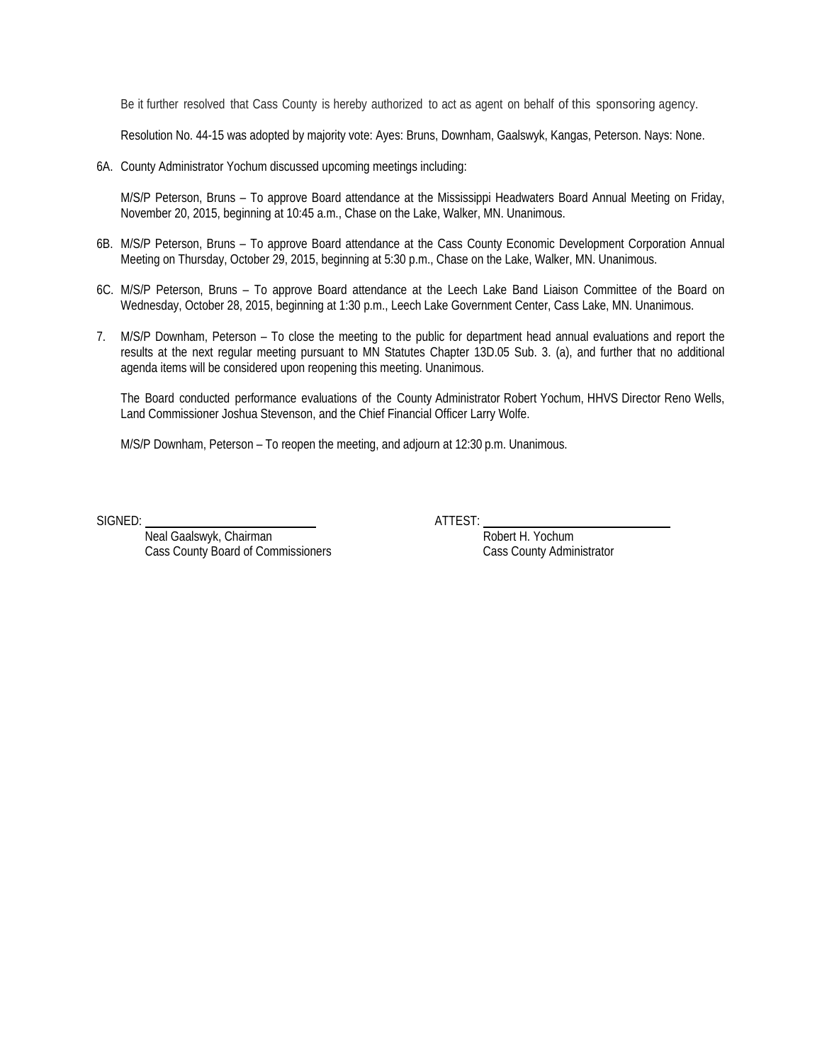Be it further resolved that Cass County is hereby authorized to act as agent on behalf of this sponsoring agency.

Resolution No. 44-15 was adopted by majority vote: Ayes: Bruns, Downham, Gaalswyk, Kangas, Peterson. Nays: None.

6A. County Administrator Yochum discussed upcoming meetings including:

M/S/P Peterson, Bruns – To approve Board attendance at the Mississippi Headwaters Board Annual Meeting on Friday, November 20, 2015, beginning at 10:45 a.m., Chase on the Lake, Walker, MN. Unanimous.

6B. M/S/P Peterson, Bruns – To approve Board attendance at the Cass County Economic Development Corporation Annual Meeting on Thursday, October 29, 2015, beginning at 5:30 p.m., Chase on the Lake, Walker, MN. Unanimous.

6C. M/S/P Peterson, Bruns – To approve Board attendance at the Leech Lake Band Liaison Committee of the Board on Wednesday, October 28, 2015, beginning at 1:30 p.m., Leech Lake Government Center, Cass Lake, MN. Unanimous.

7. M/S/P Downham, Peterson – To close the meeting to the public for department head annual evaluations and report the results at the next regular meeting pursuant to MN Statutes Chapter 13D.05 Sub. 3. (a), and further that no additional agenda items will be considered upon reopening this meeting. Unanimous.

The Board conducted performance evaluations of the County Administrator Robert Yochum, HHVS Director Reno Wells, Land Commissioner Joshua Stevenson, and the Chief Financial Officer Larry Wolfe.

M/S/P Downham, Peterson – To reopen the meeting, and adjourn at 12:30 p.m. Unanimous.

SIGNED: ____________________________
Neal Gaalswyk, Chairman
Cass County Board of Commissioners

ATTEST: ____________________________
Robert H. Yochum
Cass County Administrator